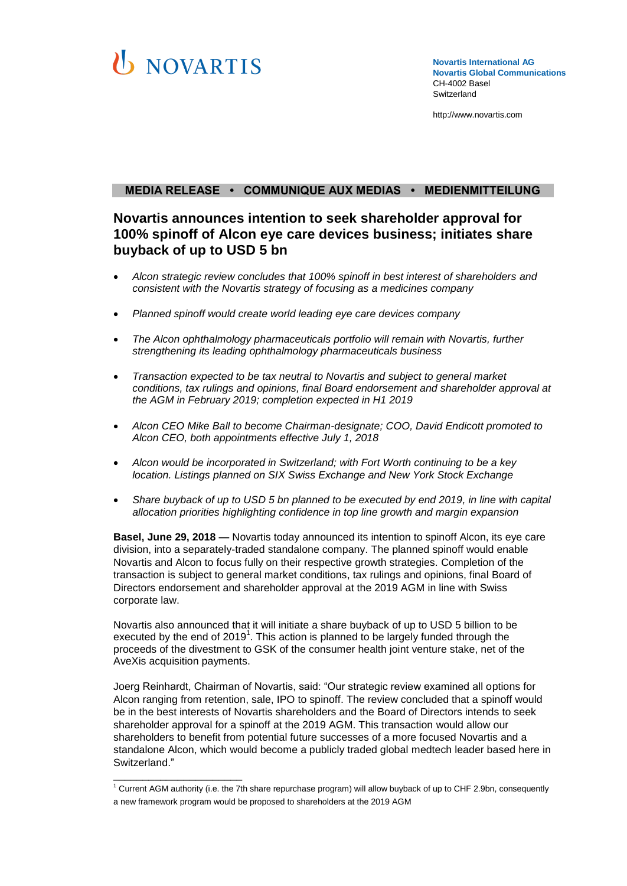NOVARTIS

**Novartis International AG**
**Novartis Global Communications**
CH-4002 Basel
Switzerland

http://www.novartis.com

**MEDIA RELEASE • COMMUNIQUE AUX MEDIAS • MEDIENMITTEILUNG**

# Novartis announces intention to seek shareholder approval for 100% spinoff of Alcon eye care devices business; initiates share buyback of up to USD 5 bn

- *Alcon strategic review concludes that 100% spinoff in best interest of shareholders and consistent with the Novartis strategy of focusing as a medicines company*
- *Planned spinoff would create world leading eye care devices company*
- *The Alcon ophthalmology pharmaceuticals portfolio will remain with Novartis, further strengthening its leading ophthalmology pharmaceuticals business*
- *Transaction expected to be tax neutral to Novartis and subject to general market conditions, tax rulings and opinions, final Board endorsement and shareholder approval at the AGM in February 2019; completion expected in H1 2019*
- *Alcon CEO Mike Ball to become Chairman-designate; COO, David Endicott promoted to Alcon CEO, both appointments effective July 1, 2018*
- *Alcon would be incorporated in Switzerland; with Fort Worth continuing to be a key location. Listings planned on SIX Swiss Exchange and New York Stock Exchange*
- *Share buyback of up to USD 5 bn planned to be executed by end 2019, in line with capital allocation priorities highlighting confidence in top line growth and margin expansion*

**Basel, June 29, 2018 —** Novartis today announced its intention to spinoff Alcon, its eye care division, into a separately-traded standalone company. The planned spinoff would enable Novartis and Alcon to focus fully on their respective growth strategies. Completion of the transaction is subject to general market conditions, tax rulings and opinions, final Board of Directors endorsement and shareholder approval at the 2019 AGM in line with Swiss corporate law.

Novartis also announced that it will initiate a share buyback of up to USD 5 billion to be executed by the end of 2019[1]. This action is planned to be largely funded through the proceeds of the divestment to GSK of the consumer health joint venture stake, net of the AveXis acquisition payments.

Joerg Reinhardt, Chairman of Novartis, said: "Our strategic review examined all options for Alcon ranging from retention, sale, IPO to spinoff. The review concluded that a spinoff would be in the best interests of Novartis shareholders and the Board of Directors intends to seek shareholder approval for a spinoff at the 2019 AGM. This transaction would allow our shareholders to benefit from potential future successes of a more focused Novartis and a standalone Alcon, which would become a publicly traded global medtech leader based here in Switzerland."

[1] Current AGM authority (i.e. the 7th share repurchase program) will allow buyback of up to CHF 2.9bn, consequently a new framework program would be proposed to shareholders at the 2019 AGM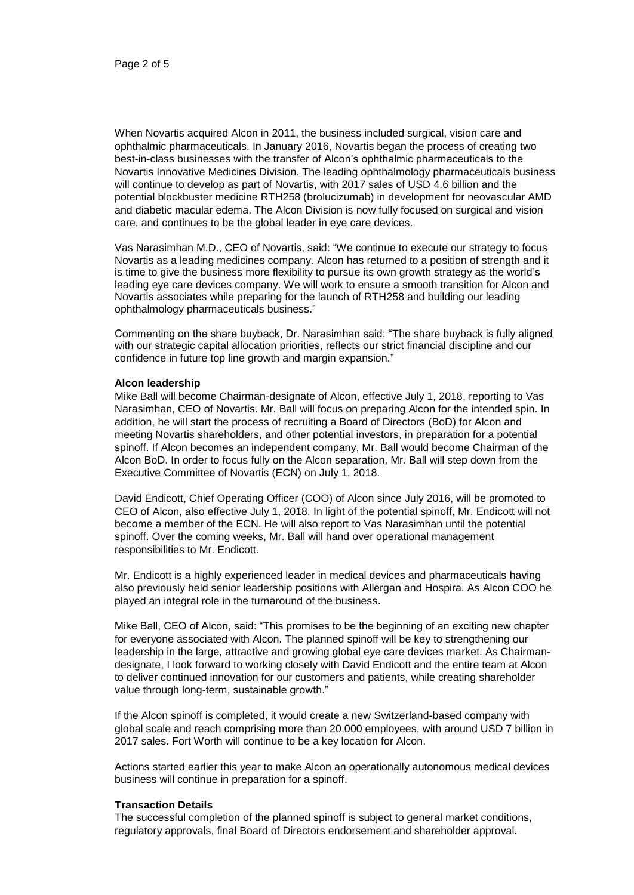When Novartis acquired Alcon in 2011, the business included surgical, vision care and ophthalmic pharmaceuticals. In January 2016, Novartis began the process of creating two best-in-class businesses with the transfer of Alcon's ophthalmic pharmaceuticals to the Novartis Innovative Medicines Division. The leading ophthalmology pharmaceuticals business will continue to develop as part of Novartis, with 2017 sales of USD 4.6 billion and the potential blockbuster medicine RTH258 (brolucizumab) in development for neovascular AMD and diabetic macular edema. The Alcon Division is now fully focused on surgical and vision care, and continues to be the global leader in eye care devices.

Vas Narasimhan M.D., CEO of Novartis, said: "We continue to execute our strategy to focus Novartis as a leading medicines company. Alcon has returned to a position of strength and it is time to give the business more flexibility to pursue its own growth strategy as the world's leading eye care devices company. We will work to ensure a smooth transition for Alcon and Novartis associates while preparing for the launch of RTH258 and building our leading ophthalmology pharmaceuticals business."

Commenting on the share buyback, Dr. Narasimhan said: "The share buyback is fully aligned with our strategic capital allocation priorities, reflects our strict financial discipline and our confidence in future top line growth and margin expansion."

**Alcon leadership**

Mike Ball will become Chairman-designate of Alcon, effective July 1, 2018, reporting to Vas Narasimhan, CEO of Novartis. Mr. Ball will focus on preparing Alcon for the intended spin. In addition, he will start the process of recruiting a Board of Directors (BoD) for Alcon and meeting Novartis shareholders, and other potential investors, in preparation for a potential spinoff. If Alcon becomes an independent company, Mr. Ball would become Chairman of the Alcon BoD. In order to focus fully on the Alcon separation, Mr. Ball will step down from the Executive Committee of Novartis (ECN) on July 1, 2018.

David Endicott, Chief Operating Officer (COO) of Alcon since July 2016, will be promoted to CEO of Alcon, also effective July 1, 2018. In light of the potential spinoff, Mr. Endicott will not become a member of the ECN. He will also report to Vas Narasimhan until the potential spinoff. Over the coming weeks, Mr. Ball will hand over operational management responsibilities to Mr. Endicott.

Mr. Endicott is a highly experienced leader in medical devices and pharmaceuticals having also previously held senior leadership positions with Allergan and Hospira. As Alcon COO he played an integral role in the turnaround of the business.

Mike Ball, CEO of Alcon, said: "This promises to be the beginning of an exciting new chapter for everyone associated with Alcon. The planned spinoff will be key to strengthening our leadership in the large, attractive and growing global eye care devices market. As Chairman-designate, I look forward to working closely with David Endicott and the entire team at Alcon to deliver continued innovation for our customers and patients, while creating shareholder value through long-term, sustainable growth."

If the Alcon spinoff is completed, it would create a new Switzerland-based company with global scale and reach comprising more than 20,000 employees, with around USD 7 billion in 2017 sales. Fort Worth will continue to be a key location for Alcon.

Actions started earlier this year to make Alcon an operationally autonomous medical devices business will continue in preparation for a spinoff.

**Transaction Details**

The successful completion of the planned spinoff is subject to general market conditions, regulatory approvals, final Board of Directors endorsement and shareholder approval.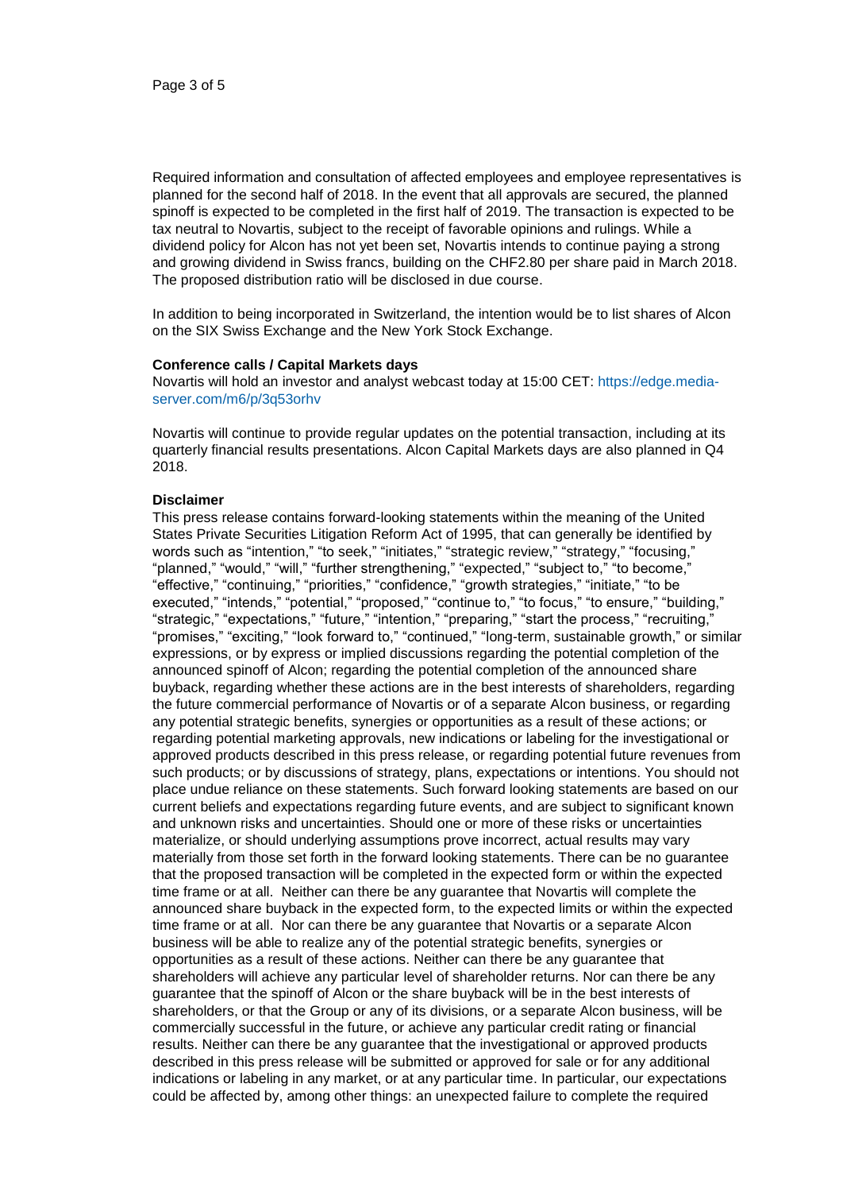Required information and consultation of affected employees and employee representatives is planned for the second half of 2018. In the event that all approvals are secured, the planned spinoff is expected to be completed in the first half of 2019. The transaction is expected to be tax neutral to Novartis, subject to the receipt of favorable opinions and rulings. While a dividend policy for Alcon has not yet been set, Novartis intends to continue paying a strong and growing dividend in Swiss francs, building on the CHF2.80 per share paid in March 2018. The proposed distribution ratio will be disclosed in due course.

In addition to being incorporated in Switzerland, the intention would be to list shares of Alcon on the SIX Swiss Exchange and the New York Stock Exchange.

**Conference calls / Capital Markets days**

Novartis will hold an investor and analyst webcast today at 15:00 CET: https://edge.media-server.com/m6/p/3q53orhv

Novartis will continue to provide regular updates on the potential transaction, including at its quarterly financial results presentations. Alcon Capital Markets days are also planned in Q4 2018.

**Disclaimer**

This press release contains forward-looking statements within the meaning of the United States Private Securities Litigation Reform Act of 1995, that can generally be identified by words such as "intention," "to seek," "initiates," "strategic review," "strategy," "focusing," "planned," "would," "will," "further strengthening," "expected," "subject to," "to become," "effective," "continuing," "priorities," "confidence," "growth strategies," "initiate," "to be executed," "intends," "potential," "proposed," "continue to," "to focus," "to ensure," "building," "strategic," "expectations," "future," "intention," "preparing," "start the process," "recruiting," "promises," "exciting," "look forward to," "continued," "long-term, sustainable growth," or similar expressions, or by express or implied discussions regarding the potential completion of the announced spinoff of Alcon; regarding the potential completion of the announced share buyback, regarding whether these actions are in the best interests of shareholders, regarding the future commercial performance of Novartis or of a separate Alcon business, or regarding any potential strategic benefits, synergies or opportunities as a result of these actions; or regarding potential marketing approvals, new indications or labeling for the investigational or approved products described in this press release, or regarding potential future revenues from such products; or by discussions of strategy, plans, expectations or intentions. You should not place undue reliance on these statements. Such forward looking statements are based on our current beliefs and expectations regarding future events, and are subject to significant known and unknown risks and uncertainties. Should one or more of these risks or uncertainties materialize, or should underlying assumptions prove incorrect, actual results may vary materially from those set forth in the forward looking statements. There can be no guarantee that the proposed transaction will be completed in the expected form or within the expected time frame or at all. Neither can there be any guarantee that Novartis will complete the announced share buyback in the expected form, to the expected limits or within the expected time frame or at all. Nor can there be any guarantee that Novartis or a separate Alcon business will be able to realize any of the potential strategic benefits, synergies or opportunities as a result of these actions. Neither can there be any guarantee that shareholders will achieve any particular level of shareholder returns. Nor can there be any guarantee that the spinoff of Alcon or the share buyback will be in the best interests of shareholders, or that the Group or any of its divisions, or a separate Alcon business, will be commercially successful in the future, or achieve any particular credit rating or financial results. Neither can there be any guarantee that the investigational or approved products described in this press release will be submitted or approved for sale or for any additional indications or labeling in any market, or at any particular time. In particular, our expectations could be affected by, among other things: an unexpected failure to complete the required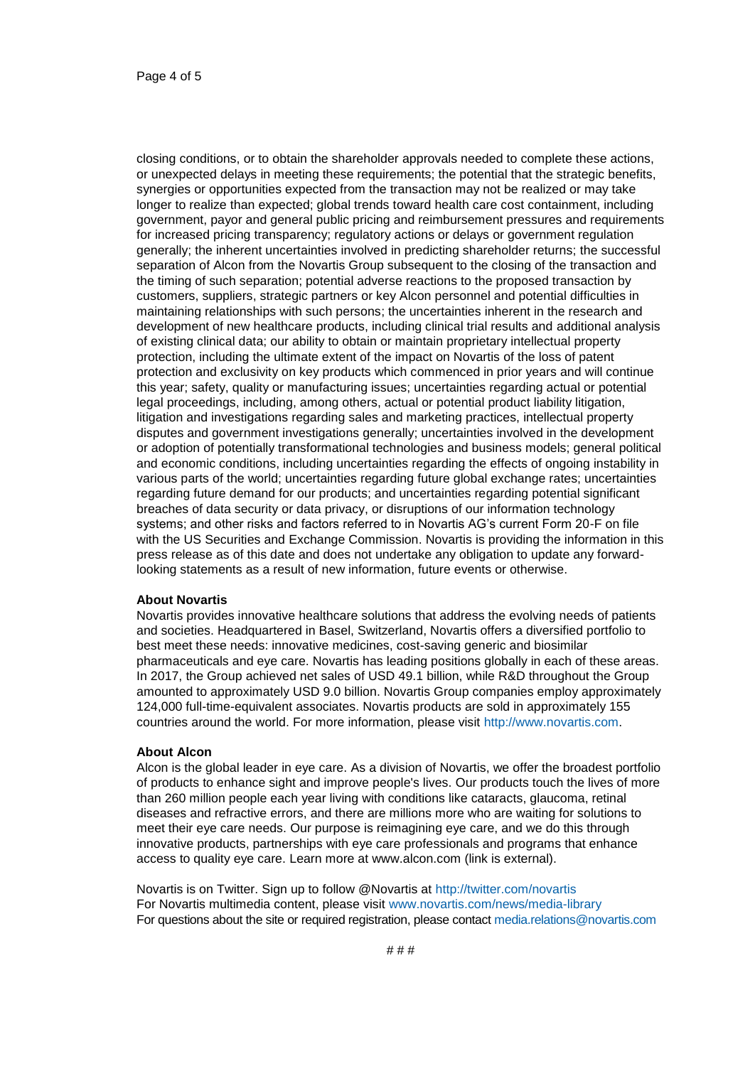closing conditions, or to obtain the shareholder approvals needed to complete these actions, or unexpected delays in meeting these requirements; the potential that the strategic benefits, synergies or opportunities expected from the transaction may not be realized or may take longer to realize than expected; global trends toward health care cost containment, including government, payor and general public pricing and reimbursement pressures and requirements for increased pricing transparency; regulatory actions or delays or government regulation generally; the inherent uncertainties involved in predicting shareholder returns; the successful separation of Alcon from the Novartis Group subsequent to the closing of the transaction and the timing of such separation; potential adverse reactions to the proposed transaction by customers, suppliers, strategic partners or key Alcon personnel and potential difficulties in maintaining relationships with such persons; the uncertainties inherent in the research and development of new healthcare products, including clinical trial results and additional analysis of existing clinical data; our ability to obtain or maintain proprietary intellectual property protection, including the ultimate extent of the impact on Novartis of the loss of patent protection and exclusivity on key products which commenced in prior years and will continue this year; safety, quality or manufacturing issues; uncertainties regarding actual or potential legal proceedings, including, among others, actual or potential product liability litigation, litigation and investigations regarding sales and marketing practices, intellectual property disputes and government investigations generally; uncertainties involved in the development or adoption of potentially transformational technologies and business models; general political and economic conditions, including uncertainties regarding the effects of ongoing instability in various parts of the world; uncertainties regarding future global exchange rates; uncertainties regarding future demand for our products; and uncertainties regarding potential significant breaches of data security or data privacy, or disruptions of our information technology systems; and other risks and factors referred to in Novartis AG's current Form 20-F on file with the US Securities and Exchange Commission. Novartis is providing the information in this press release as of this date and does not undertake any obligation to update any forward-looking statements as a result of new information, future events or otherwise.

**About Novartis**

Novartis provides innovative healthcare solutions that address the evolving needs of patients and societies. Headquartered in Basel, Switzerland, Novartis offers a diversified portfolio to best meet these needs: innovative medicines, cost-saving generic and biosimilar pharmaceuticals and eye care. Novartis has leading positions globally in each of these areas. In 2017, the Group achieved net sales of USD 49.1 billion, while R&D throughout the Group amounted to approximately USD 9.0 billion. Novartis Group companies employ approximately 124,000 full-time-equivalent associates. Novartis products are sold in approximately 155 countries around the world. For more information, please visit http://www.novartis.com.

**About Alcon**

Alcon is the global leader in eye care. As a division of Novartis, we offer the broadest portfolio of products to enhance sight and improve people's lives. Our products touch the lives of more than 260 million people each year living with conditions like cataracts, glaucoma, retinal diseases and refractive errors, and there are millions more who are waiting for solutions to meet their eye care needs. Our purpose is reimagining eye care, and we do this through innovative products, partnerships with eye care professionals and programs that enhance access to quality eye care. Learn more at www.alcon.com (link is external).

Novartis is on Twitter. Sign up to follow @Novartis at http://twitter.com/novartis
For Novartis multimedia content, please visit www.novartis.com/news/media-library
For questions about the site or required registration, please contact media.relations@novartis.com

# # #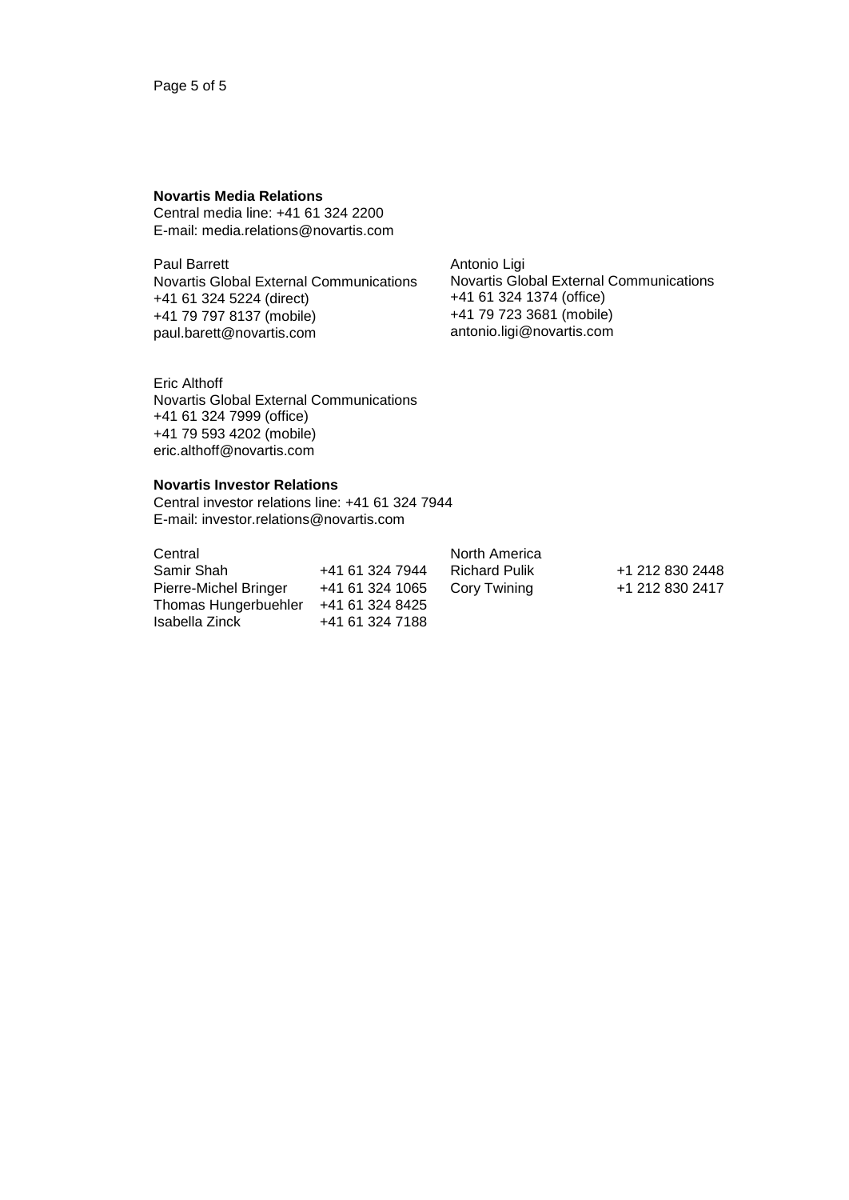**Novartis Media Relations**

Central media line: +41 61 324 2200
E-mail: media.relations@novartis.com

Paul Barrett
Novartis Global External Communications
+41 61 324 5224 (direct)
+41 79 797 8137 (mobile)
paul.barett@novartis.com

Antonio Ligi
Novartis Global External Communications
+41 61 324 1374 (office)
+41 79 723 3681 (mobile)
antonio.ligi@novartis.com

Eric Althoff
Novartis Global External Communications
+41 61 324 7999 (office)
+41 79 593 4202 (mobile)
eric.althoff@novartis.com

**Novartis Investor Relations**

Central investor relations line: +41 61 324 7944
E-mail: investor.relations@novartis.com

| | | | |
|---|---|---|---|
| Central | | North America | |
| Samir Shah | +41 61 324 7944 | Richard Pulik | +1 212 830 2448 |
| Pierre-Michel Bringer | +41 61 324 1065 | Cory Twining | +1 212 830 2417 |
| Thomas Hungerbuehler | +41 61 324 8425 | | |
| Isabella Zinck | +41 61 324 7188 | | |